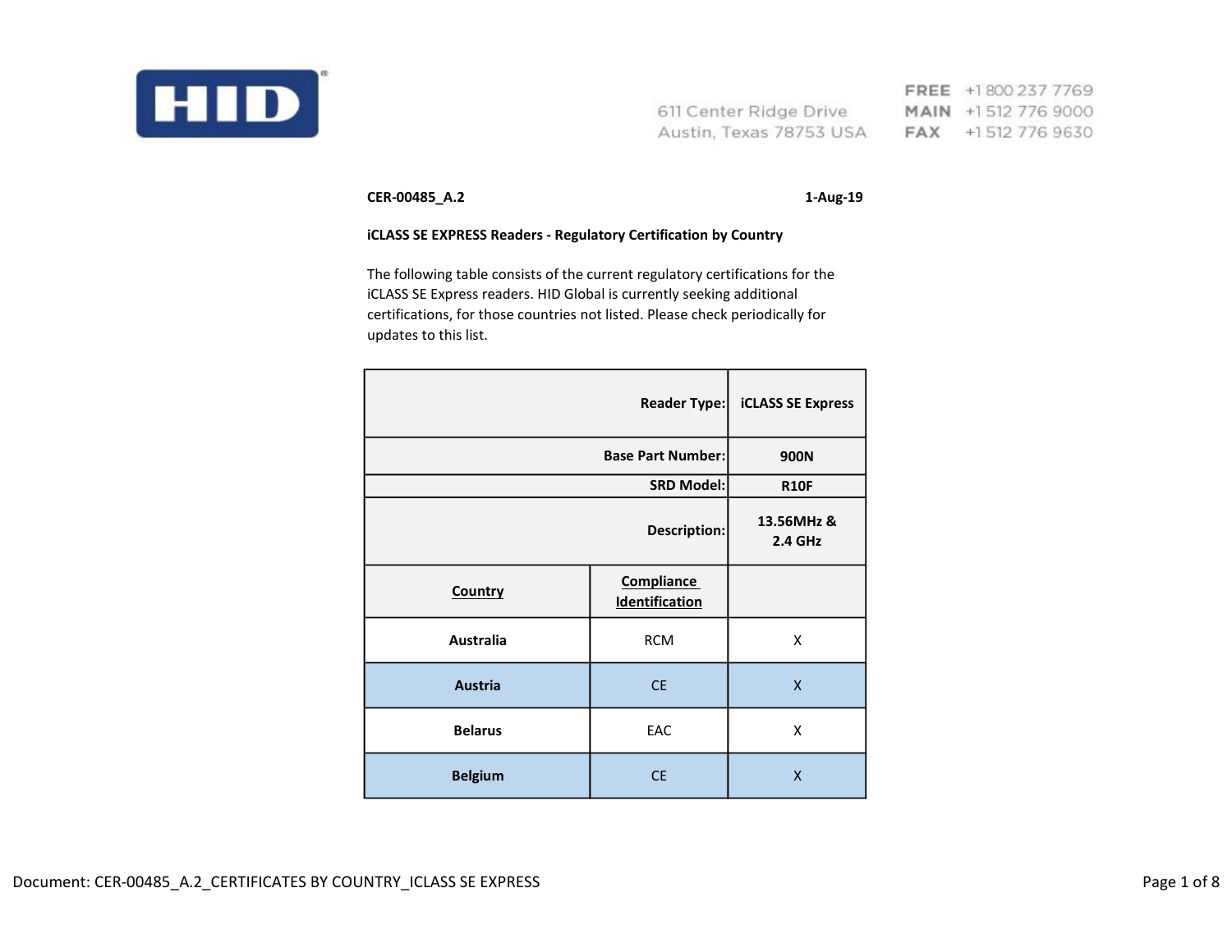HID

611 Center Ridge Drive
Austin, Texas 78753 USA

FREE +1 800 237 7769
MAIN +1 512 776 9000
FAX +1 512 776 9630

**CER-00485_A.2** **1-Aug-19**

**iCLASS SE EXPRESS Readers - Regulatory Certification by Country**

The following table consists of the current regulatory certifications for the iCLASS SE Express readers. HID Global is currently seeking additional certifications, for those countries not listed. Please check periodically for updates to this list.

| | **Reader Type:** | **iCLASS SE Express** |
|---|---|---|
| | **Base Part Number:** | **900N** |
| | **SRD Model:** | **R10F** |
| | **Description:** | **13.56MHz & 2.4 GHz** |
| **Country** | **Compliance Identification** | |
| **Australia** | RCM | X |
| **Austria** | CE | X |
| **Belarus** | EAC | X |
| **Belgium** | CE | X |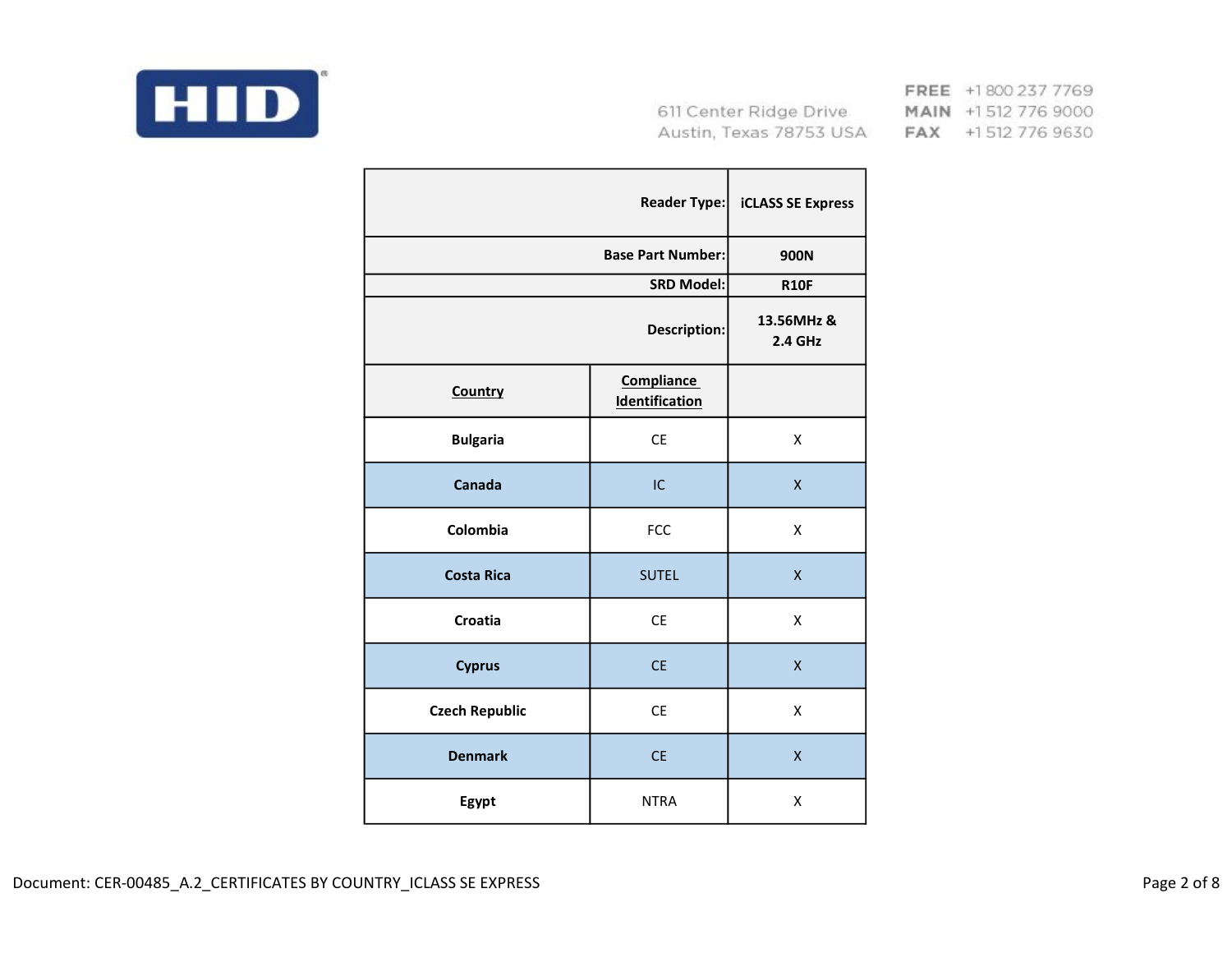HID

611 Center Ridge Drive
Austin, Texas 78753 USA

FREE +1 800 237 7769
MAIN +1 512 776 9000
FAX +1 512 776 9630

| | Reader Type: | iCLASS SE Express |
|---|---|---|
| | Base Part Number: | 900N |
| | SRD Model: | R10F |
| | Description: | 13.56MHz & 2.4 GHz |
| **Country** | **Compliance Identification** | |
| **Bulgaria** | CE | X |
| **Canada** | IC | X |
| **Colombia** | FCC | X |
| **Costa Rica** | SUTEL | X |
| **Croatia** | CE | X |
| **Cyprus** | CE | X |
| **Czech Republic** | CE | X |
| **Denmark** | CE | X |
| **Egypt** | NTRA | X |

Document: CER-00485_A.2_CERTIFICATES BY COUNTRY_ICLASS SE EXPRESS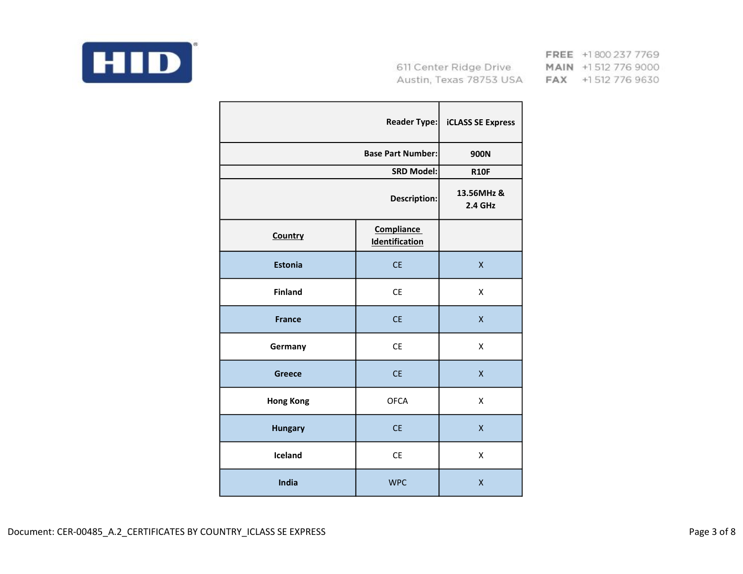HID

611 Center Ridge Drive
Austin, Texas 78753 USA

FREE +1 800 237 7769
MAIN +1 512 776 9000
FAX +1 512 776 9630

| | Reader Type: | iCLASS SE Express |
|---|---|---|
| | Base Part Number: | 900N |
| | SRD Model: | R10F |
| | Description: | 13.56MHz & 2.4 GHz |
| **Country** | **Compliance Identification** | |
| **Estonia** | CE | X |
| **Finland** | CE | X |
| **France** | CE | X |
| **Germany** | CE | X |
| **Greece** | CE | X |
| **Hong Kong** | OFCA | X |
| **Hungary** | CE | X |
| **Iceland** | CE | X |
| **India** | WPC | X |

Document: CER-00485_A.2_CERTIFICATES BY COUNTRY_ICLASS SE EXPRESS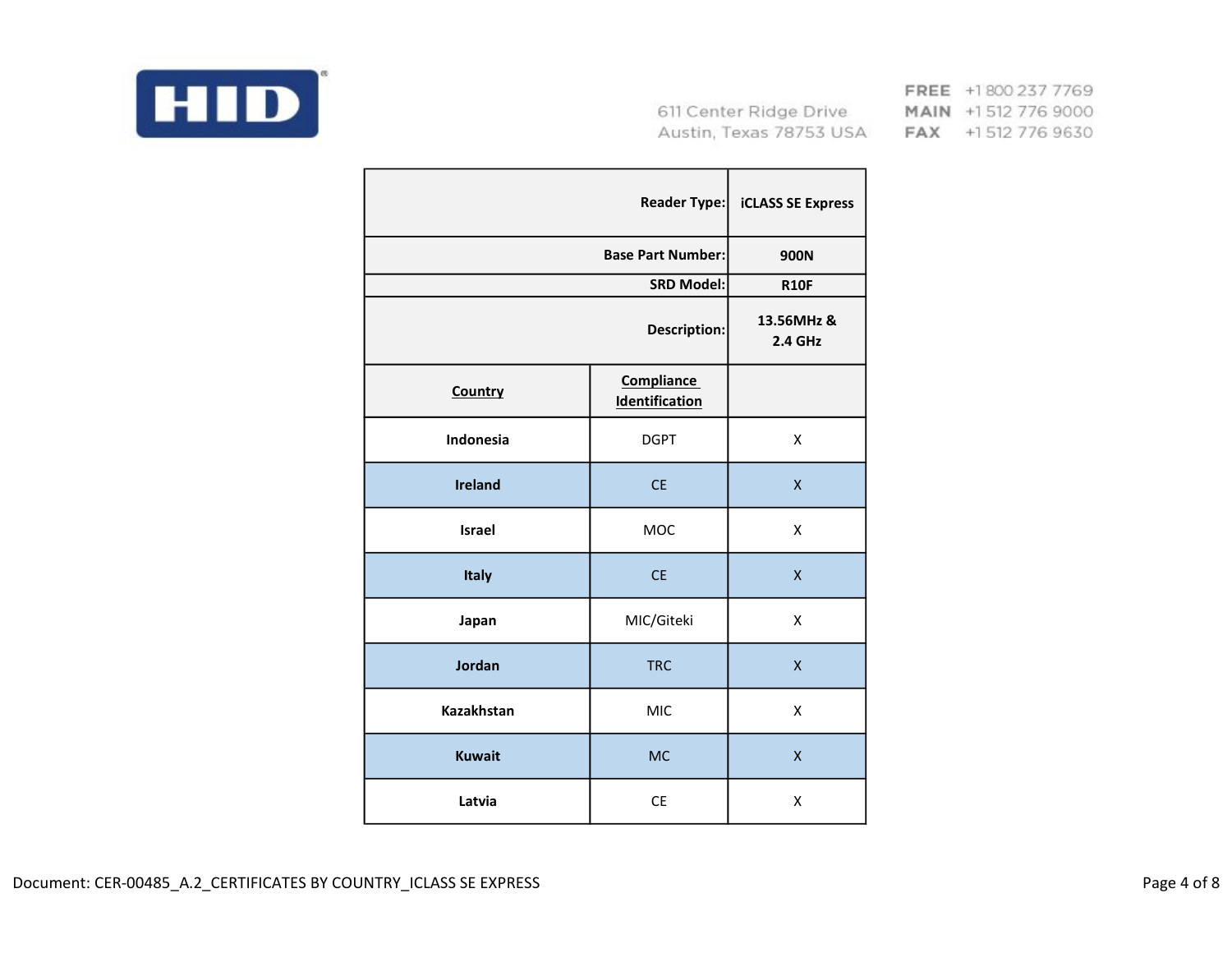| | Reader Type: | iCLASS SE Express |
|---|---|---|
| | Base Part Number: | 900N |
| | SRD Model: | R10F |
| | Description: | 13.56MHz & 2.4 GHz |
| **Country** | **Compliance Identification** | |
| **Indonesia** | DGPT | X |
| **Ireland** | CE | X |
| **Israel** | MOC | X |
| **Italy** | CE | X |
| **Japan** | MIC/Giteki | X |
| **Jordan** | TRC | X |
| **Kazakhstan** | MIC | X |
| **Kuwait** | MC | X |
| **Latvia** | CE | X |

Document: CER-00485_A.2_CERTIFICATES BY COUNTRY_ICLASS SE EXPRESS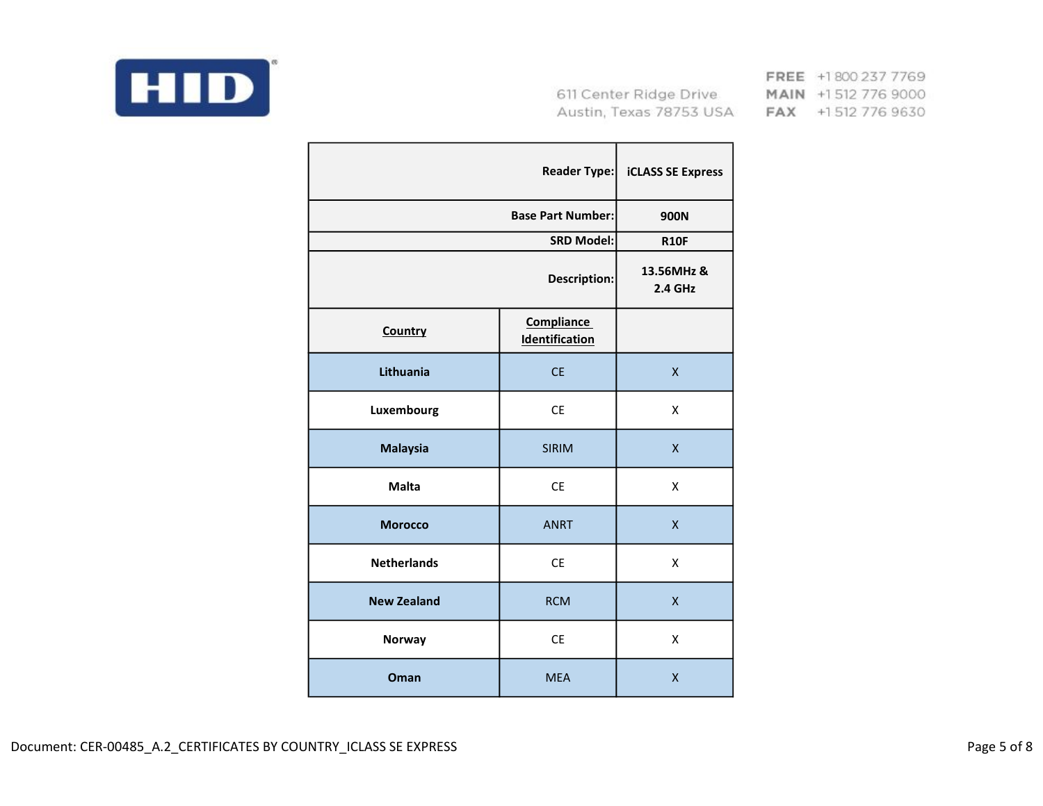HID

611 Center Ridge Drive
Austin, Texas 78753 USA

FREE +1 800 237 7769
MAIN +1 512 776 9000
FAX +1 512 776 9630

| | Reader Type: | iCLASS SE Express |
|---|---|---|
| | Base Part Number: | 900N |
| | SRD Model: | R10F |
| | Description: | 13.56MHz & 2.4 GHz |
| **Country** | **Compliance Identification** | |
| **Lithuania** | CE | X |
| **Luxembourg** | CE | X |
| **Malaysia** | SIRIM | X |
| **Malta** | CE | X |
| **Morocco** | ANRT | X |
| **Netherlands** | CE | X |
| **New Zealand** | RCM | X |
| **Norway** | CE | X |
| **Oman** | MEA | X |

Document: CER-00485_A.2_CERTIFICATES BY COUNTRY_ICLASS SE EXPRESS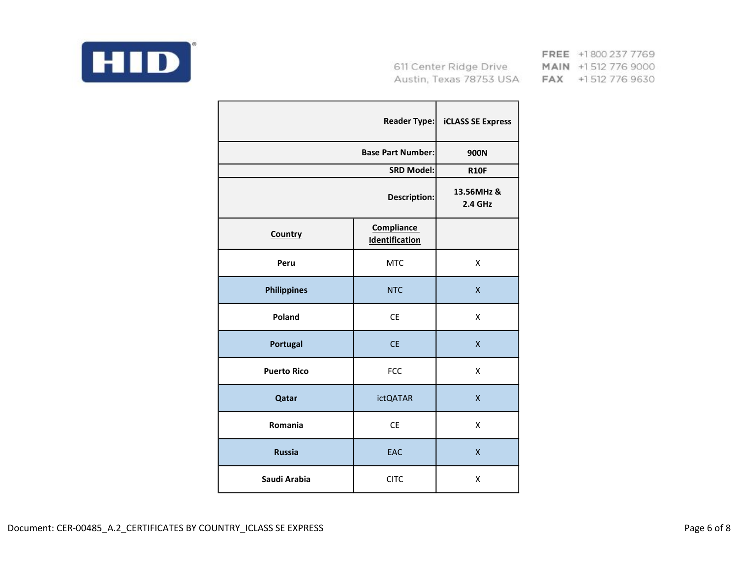HID

611 Center Ridge Drive
Austin, Texas 78753 USA

FREE +1 800 237 7769
MAIN +1 512 776 9000
FAX +1 512 776 9630

| | Reader Type: | iCLASS SE Express |
|---|---|---|
| | Base Part Number: | 900N |
| | SRD Model: | R10F |
| | Description: | 13.56MHz & 2.4 GHz |
| **Country** | **Compliance Identification** | |
| **Peru** | MTC | X |
| **Philippines** | NTC | X |
| **Poland** | CE | X |
| **Portugal** | CE | X |
| **Puerto Rico** | FCC | X |
| **Qatar** | ictQATAR | X |
| **Romania** | CE | X |
| **Russia** | EAC | X |
| **Saudi Arabia** | CITC | X |

Document: CER-00485_A.2_CERTIFICATES BY COUNTRY_ICLASS SE EXPRESS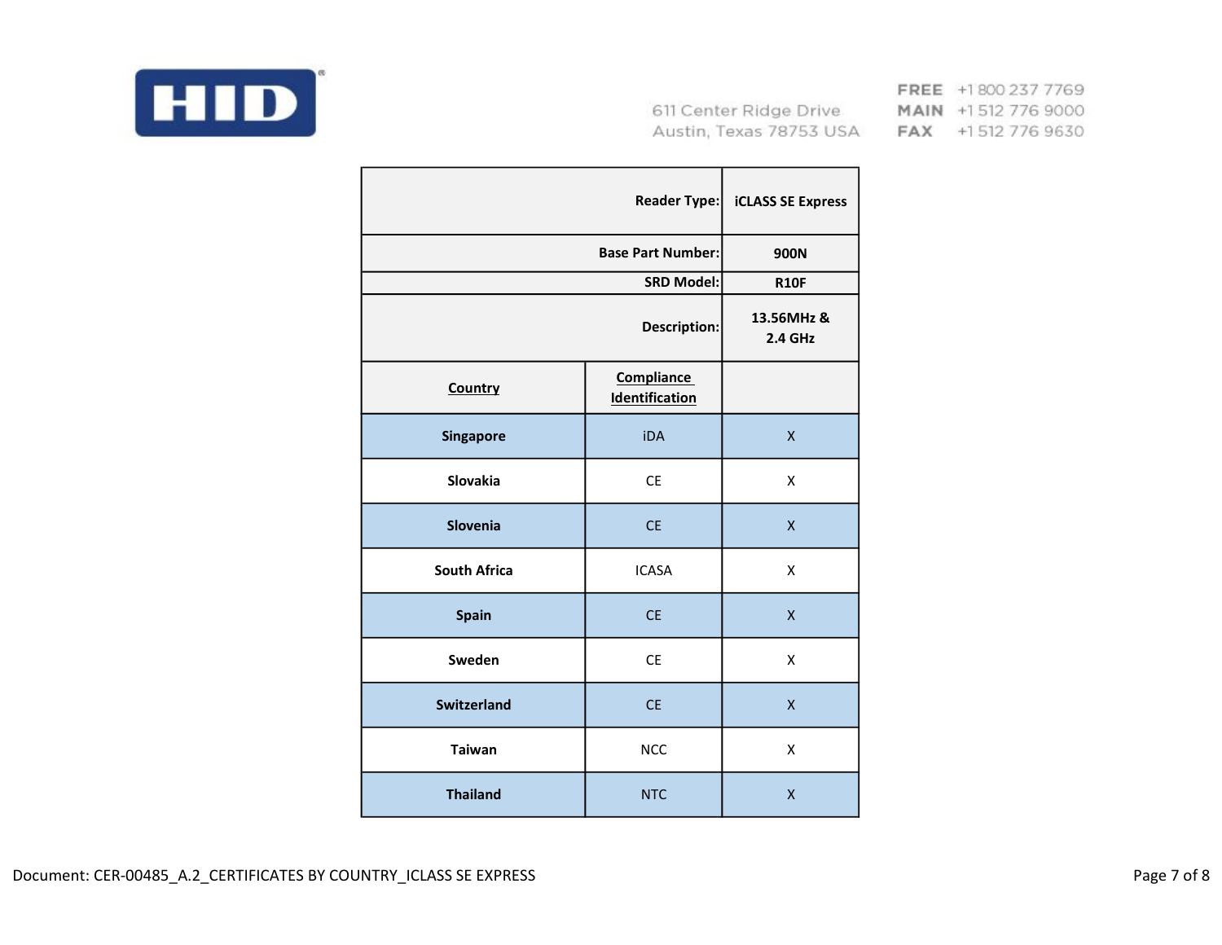HID

611 Center Ridge Drive
Austin, Texas 78753 USA

FREE +1 800 237 7769
MAIN +1 512 776 9000
FAX +1 512 776 9630

| | Reader Type: | iCLASS SE Express |
|---|---|---|
| | Base Part Number: | 900N |
| | SRD Model: | R10F |
| | Description: | 13.56MHz & 2.4 GHz |
| **Country** | **Compliance Identification** | |
| Singapore | iDA | X |
| Slovakia | CE | X |
| Slovenia | CE | X |
| South Africa | ICASA | X |
| Spain | CE | X |
| Sweden | CE | X |
| Switzerland | CE | X |
| Taiwan | NCC | X |
| Thailand | NTC | X |

Document: CER-00485_A.2_CERTIFICATES BY COUNTRY_ICLASS SE EXPRESS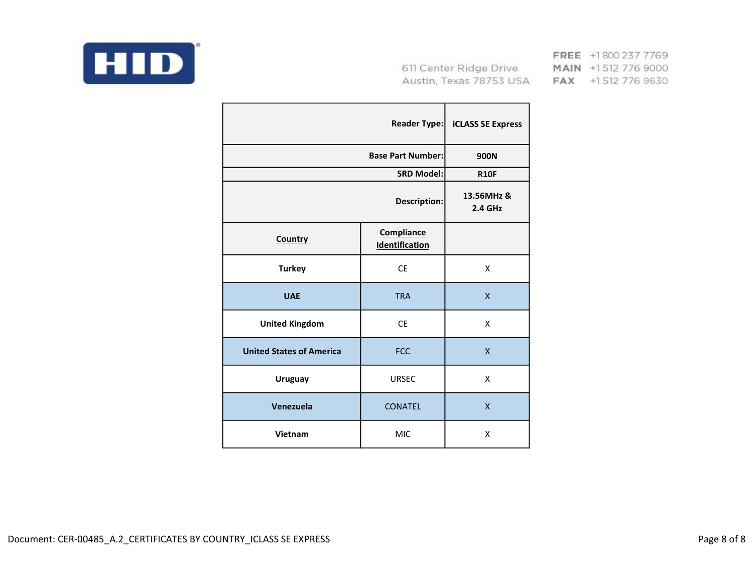611 Center Ridge Drive
Austin, Texas 78753 USA

FREE +1 800 237 7769
MAIN +1 512 776 9000
FAX +1 512 776 9630

| | | |
|---|---|---|
| | **Reader Type:** | **iCLASS SE Express** |
| | **Base Part Number:** | **900N** |
| | **SRD Model:** | **R10F** |
| | **Description:** | **13.56MHz & 2.4 GHz** |
| **Country** | **Compliance Identification** | |
| **Turkey** | CE | X |
| **UAE** | TRA | X |
| **United Kingdom** | CE | X |
| **United States of America** | FCC | X |
| **Uruguay** | URSEC | X |
| **Venezuela** | CONATEL | X |
| **Vietnam** | MIC | X |

Document: CER-00485_A.2_CERTIFICATES BY COUNTRY_ICLASS SE EXPRESS